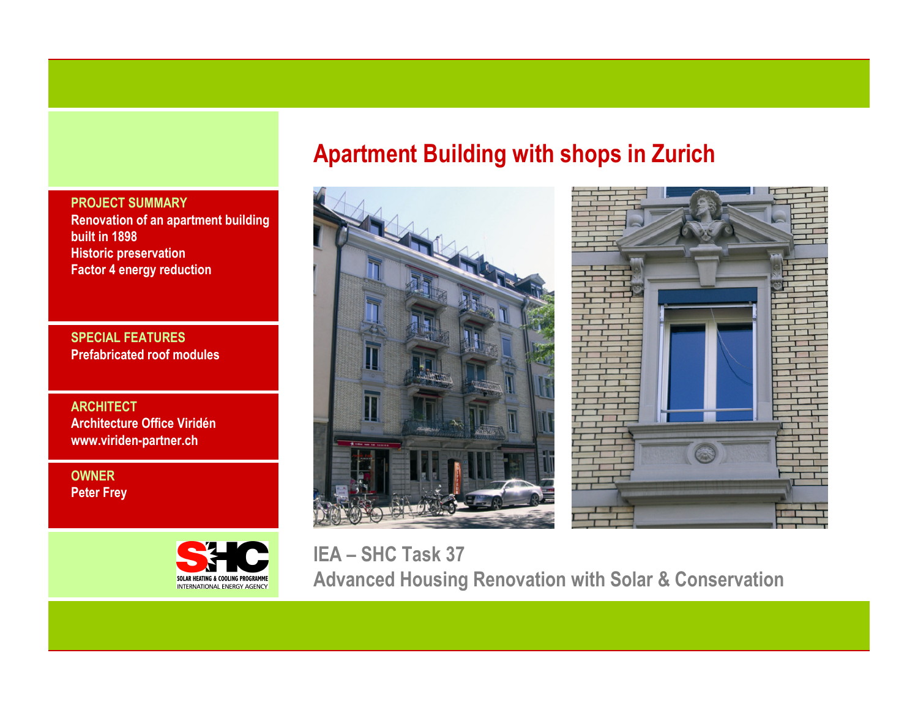# Apartment Building with shops in Zurich

**PROJECT SUMMARY**
Renovation of an apartment building built in 1898
Historic preservation
Factor 4 energy reduction

**SPECIAL FEATURES**
Prefabricated roof modules

**ARCHITECT**
Architecture Office Viridén
www.viriden-partner.ch

**OWNER**
Peter Frey

SHC
SOLAR HEATING & COOLING PROGRAMME
INTERNATIONAL ENERGY AGENCY

## IEA – SHC Task 37
## Advanced Housing Renovation with Solar & Conservation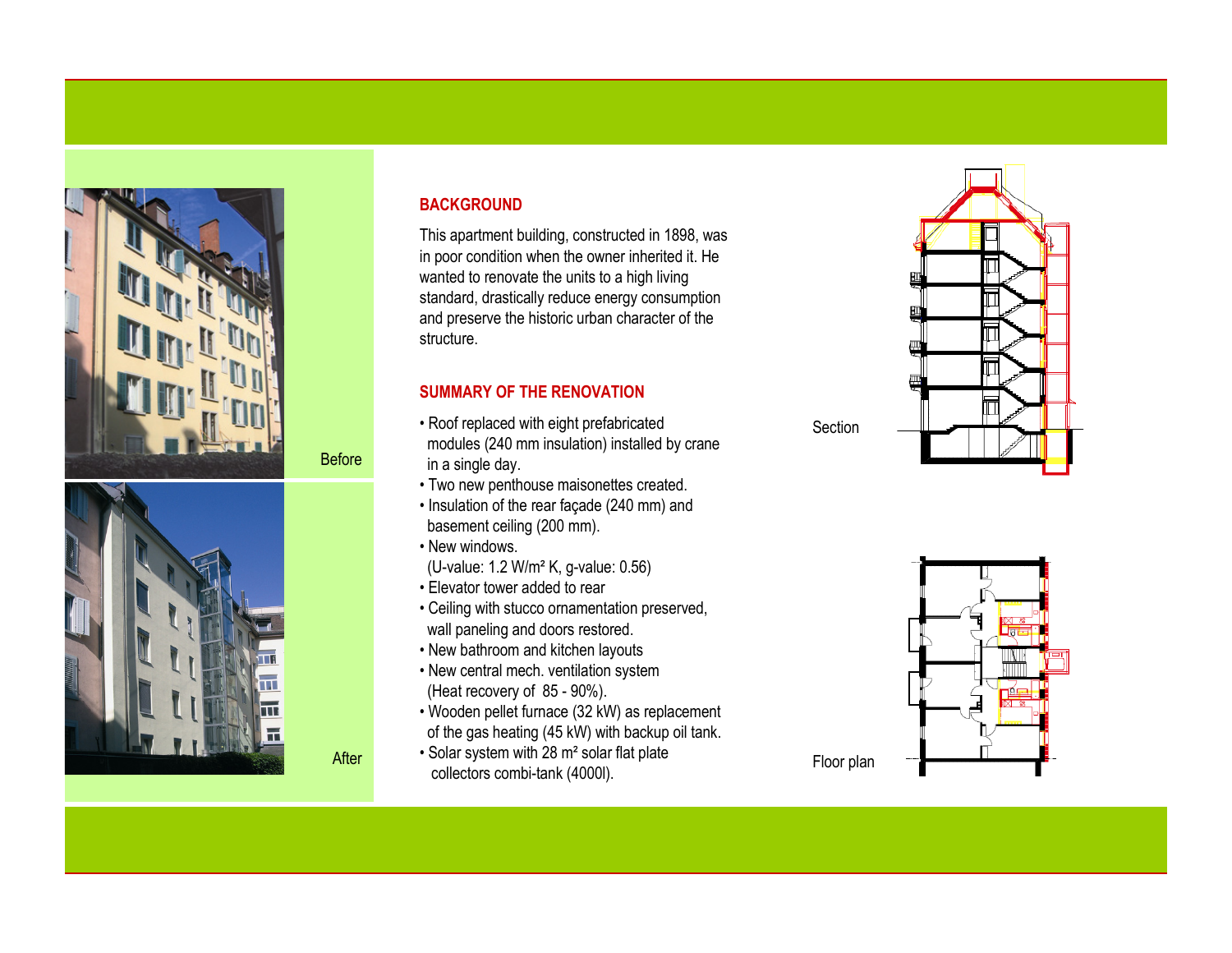Before

After

## BACKGROUND

This apartment building, constructed in 1898, was in poor condition when the owner inherited it. He wanted to renovate the units to a high living standard, drastically reduce energy consumption and preserve the historic urban character of the structure.

## SUMMARY OF THE RENOVATION

- Roof replaced with eight prefabricated modules (240 mm insulation) installed by crane in a single day.
- Two new penthouse maisonettes created.
- Insulation of the rear façade (240 mm) and basement ceiling (200 mm).
- New windows. (U-value: 1.2 W/m² K, g-value: 0.56)
- Elevator tower added to rear
- Ceiling with stucco ornamentation preserved, wall paneling and doors restored.
- New bathroom and kitchen layouts
- New central mech. ventilation system (Heat recovery of 85 - 90%).
- Wooden pellet furnace (32 kW) as replacement of the gas heating (45 kW) with backup oil tank.
- Solar system with 28 m² solar flat plate collectors combi-tank (4000l).

Section

Floor plan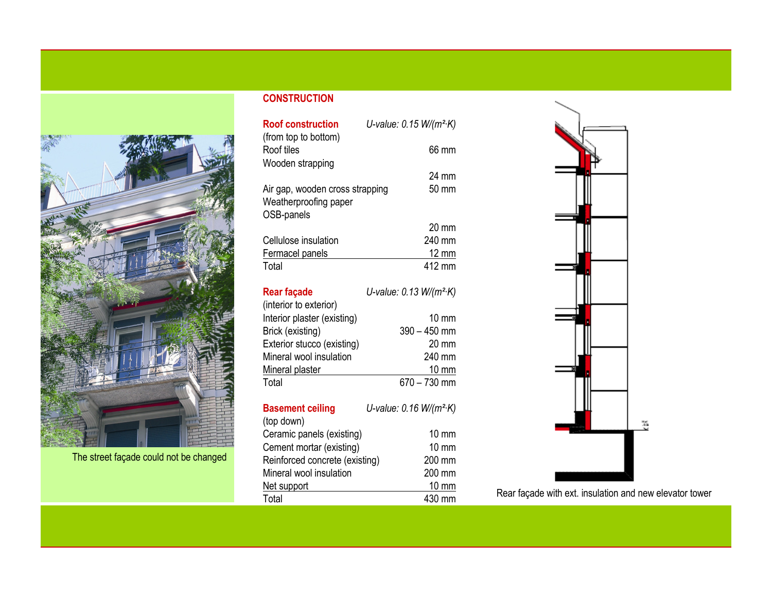The street façade could not be changed

## CONSTRUCTION

| **Roof construction** (from top to bottom) | *U-value: 0.15 W/(m²·K)* |
|---|---|
| Roof tiles | 66 mm |
| Wooden strapping | 24 mm |
| Air gap, wooden cross strapping | 50 mm |
| Weatherproofing paper | |
| OSB-panels | 20 mm |
| Cellulose insulation | 240 mm |
| Fermacel panels | 12 mm |
| Total | 412 mm |

| **Rear façade** (interior to exterior) | *U-value: 0.13 W/(m²·K)* |
|---|---|
| Interior plaster (existing) | 10 mm |
| Brick (existing) | 390 – 450 mm |
| Exterior stucco (existing) | 20 mm |
| Mineral wool insulation | 240 mm |
| Mineral plaster | 10 mm |
| Total | 670 – 730 mm |

| **Basement ceiling** (top down) | *U-value: 0.16 W/(m²·K)* |
|---|---|
| Ceramic panels (existing) | 10 mm |
| Cement mortar (existing) | 10 mm |
| Reinforced concrete (existing) | 200 mm |
| Mineral wool insulation | 200 mm |
| Net support | 10 mm |
| Total | 430 mm |

Rear façade with ext. insulation and new elevator tower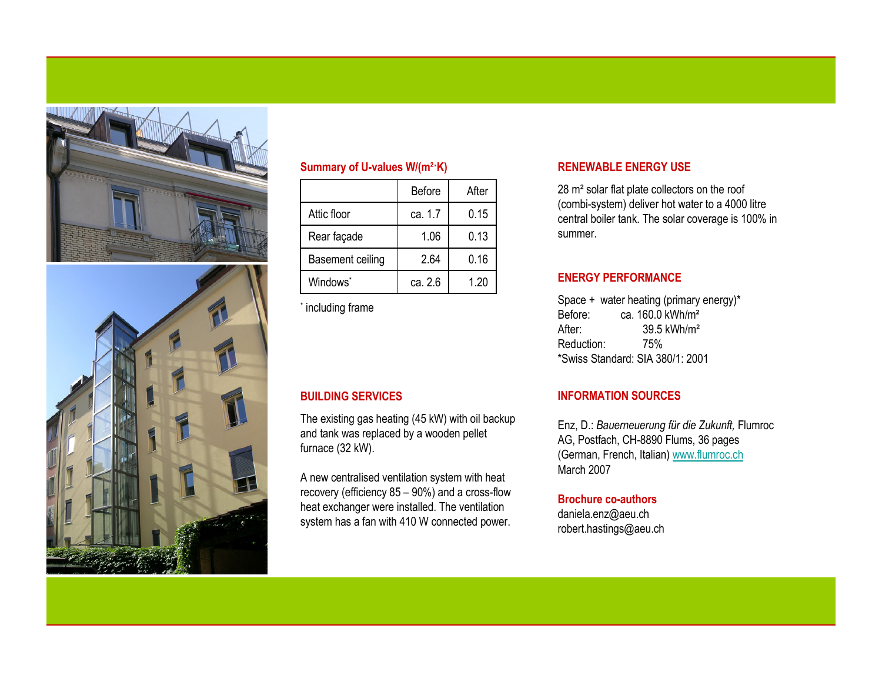### Summary of U-values W/(m²·K)

| | Before | After |
|---|---|---|
| Attic floor | ca. 1.7 | 0.15 |
| Rear façade | 1.06 | 0.13 |
| Basement ceiling | 2.64 | 0.16 |
| Windows* | ca. 2.6 | 1.20 |

* including frame

### BUILDING SERVICES

The existing gas heating (45 kW) with oil backup and tank was replaced by a wooden pellet furnace (32 kW).

A new centralised ventilation system with heat recovery (efficiency 85 – 90%) and a cross-flow heat exchanger were installed. The ventilation system has a fan with 410 W connected power.

### RENEWABLE ENERGY USE

28 m² solar flat plate collectors on the roof (combi-system) deliver hot water to a 4000 litre central boiler tank. The solar coverage is 100% in summer.

### ENERGY PERFORMANCE

Space + water heating (primary energy)*
Before: ca. 160.0 kWh/m²
After: 39.5 kWh/m²
Reduction: 75%
*Swiss Standard: SIA 380/1: 2001

### INFORMATION SOURCES

Enz, D.: *Bauerneuerung für die Zukunft,* Flumroc AG, Postfach, CH-8890 Flums, 36 pages (German, French, Italian) www.flumroc.ch
March 2007

### Brochure co-authors

daniela.enz@aeu.ch
robert.hastings@aeu.ch